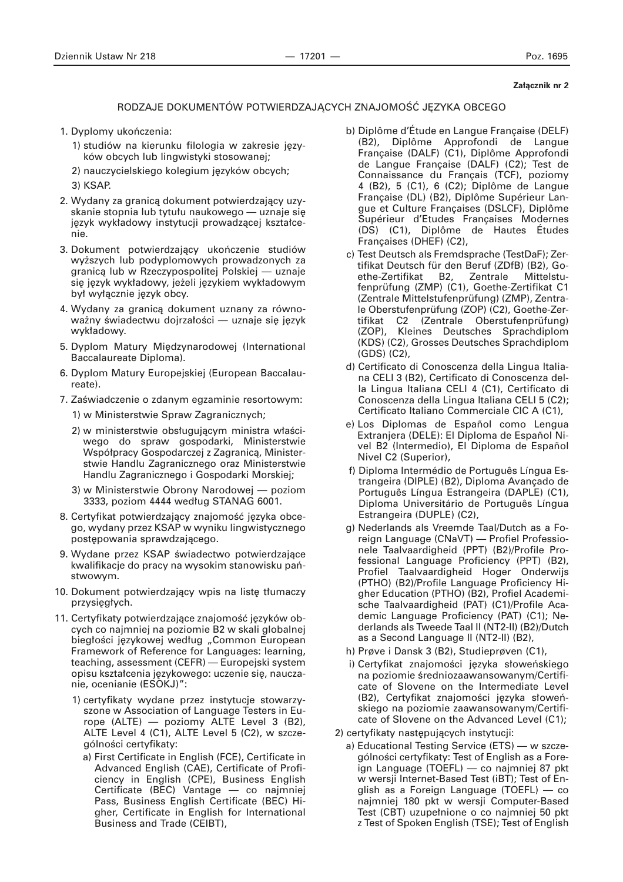**Załącznik nr 2**

## RODZAJE DOKUMENTÓW POTWIERDZAJĄCYCH ZNAJOMOŚĆ JĘZYKA OBCEGO

1. Dyplomy ukończenia:
   1) studiów na kierunku filologia w zakresie języków obcych lub lingwistyki stosowanej;
   2) nauczycielskiego kolegium języków obcych;
   3) KSAP.
2. Wydany za granicą dokument potwierdzający uzyskanie stopnia lub tytułu naukowego — uznaje się język wykładowy instytucji prowadzącej kształcenie.
3. Dokument potwierdzający ukończenie studiów wyższych lub podyplomowych prowadzonych za granicą lub w Rzeczypospolitej Polskiej — uznaje się język wykładowy, jeżeli językiem wykładowym był wyłącznie język obcy.
4. Wydany za granicą dokument uznany za równoważny świadectwu dojrzałości — uznaje się język wykładowy.
5. Dyplom Matury Międzynarodowej (International Baccalaureate Diploma).
6. Dyplom Matury Europejskiej (European Baccalaureate).
7. Zaświadczenie o zdanym egzaminie resortowym:
   1) w Ministerstwie Spraw Zagranicznych;
   2) w ministerstwie obsługującym ministra właściwego do spraw gospodarki, Ministerstwie Współpracy Gospodarczej z Zagranicą, Ministerstwie Handlu Zagranicznego oraz Ministerstwie Handlu Zagranicznego i Gospodarki Morskiej;
   3) w Ministerstwie Obrony Narodowej — poziom 3333, poziom 4444 według STANAG 6001.
8. Certyfikat potwierdzający znajomość języka obcego, wydany przez KSAP w wyniku lingwistycznego postępowania sprawdzającego.
9. Wydane przez KSAP świadectwo potwierdzające kwalifikacje do pracy na wysokim stanowisku państwowym.
10. Dokument potwierdzający wpis na listę tłumaczy przysięgłych.
11. Certyfikaty potwierdzające znajomość języków obcych co najmniej na poziomie B2 w skali globalnej biegłości językowej według „Common European Framework of Reference for Languages: learning, teaching, assessment (CEFR) — Europejski system opisu kształcenia językowego: uczenie się, nauczanie, ocenianie (ESOKJ)":
    1) certyfikaty wydane przez instytucje stowarzyszone w Association of Language Testers in Europe (ALTE) — poziomy ALTE Level 3 (B2), ALTE Level 4 (C1), ALTE Level 5 (C2), w szczególności certyfikaty:
       a) First Certificate in English (FCE), Certificate in Advanced English (CAE), Certificate of Proficiency in English (CPE), Business English Certificate (BEC) Vantage — co najmniej Pass, Business English Certificate (BEC) Higher, Certificate in English for International Business and Trade (CEIBT),
       b) Diplôme d'Étude en Langue Française (DELF) (B2), Diplôme Approfondi de Langue Française (DALF) (C1), Diplôme Approfondi de Langue Française (DALF) (C2); Test de Connaissance du Français (TCF), poziomy 4 (B2), 5 (C1), 6 (C2); Diplôme de Langue Française (DL) (B2), Diplôme Supérieur Langue et Culture Françaises (DSLCF), Diplôme Supérieur d'Etudes Françaises Modernes (DS) (C1), Diplôme de Hautes Études Françaises (DHEF) (C2),
       c) Test Deutsch als Fremdsprache (TestDaF); Zertifikat Deutsch für den Beruf (ZDfB) (B2), Goethe-Zertifikat B2, Zentrale Mittelstufenprüfung (ZMP) (C1), Goethe-Zertifikat C1 (Zentrale Mittelstufenprüfung) (ZMP), Zentrale Oberstufenprüfung (ZOP) (C2), Goethe-Zertifikat C2 (Zentrale Oberstufenprüfung) (ZOP), Kleines Deutsches Sprachdiplom (KDS) (C2), Grosses Deutsches Sprachdiplom (GDS) (C2),
       d) Certificato di Conoscenza della Lingua Italiana CELI 3 (B2), Certificato di Conoscenza della Lingua Italiana CELI 4 (C1), Certificato di Conoscenza della Lingua Italiana CELI 5 (C2); Certificato Italiano Commerciale CIC A (C1),
       e) Los Diplomas de Español como Lengua Extranjera (DELE): El Diploma de Español Nivel B2 (Intermedio), El Diploma de Español Nivel C2 (Superior),
       f) Diploma Intermédio de Português Língua Estrangeira (DIPLE) (B2), Diploma Avançado de Português Língua Estrangeira (DAPLE) (C1), Diploma Universitário de Português Língua Estrangeira (DUPLE) (C2),
       g) Nederlands als Vreemde Taal/Dutch as a Foreign Language (CNaVT) — Profiel Professionele Taalvaardigheid (PPT) (B2)/Profile Professional Language Proficiency (PPT) (B2), Profiel Taalvaardigheid Hoger Onderwijs (PTHO) (B2)/Profile Language Proficiency Higher Education (PTHO) (B2), Profiel Academische Taalvaardigheid (PAT) (C1)/Profile Academic Language Proficiency (PAT) (C1); Nederlands als Tweede Taal II (NT2-II) (B2)/Dutch as a Second Language II (NT2-II) (B2),
       h) Prøve i Dansk 3 (B2), Studieprøven (C1),
       i) Certyfikat znajomości języka słoweńskiego na poziomie średniozaawansowanym/Certificate of Slovene on the Intermediate Level (B2), Certyfikat znajomości języka słoweńskiego na poziomie zaawansowanym/Certificate of Slovene on the Advanced Level (C1);
    2) certyfikaty następujących instytucji:
       a) Educational Testing Service (ETS) — w szczególności certyfikaty: Test of English as a Foreign Language (TOEFL) — co najmniej 87 pkt w wersji Internet-Based Test (iBT); Test of English as a Foreign Language (TOEFL) — co najmniej 180 pkt w wersji Computer-Based Test (CBT) uzupełnione o co najmniej 50 pkt z Test of Spoken English (TSE); Test of English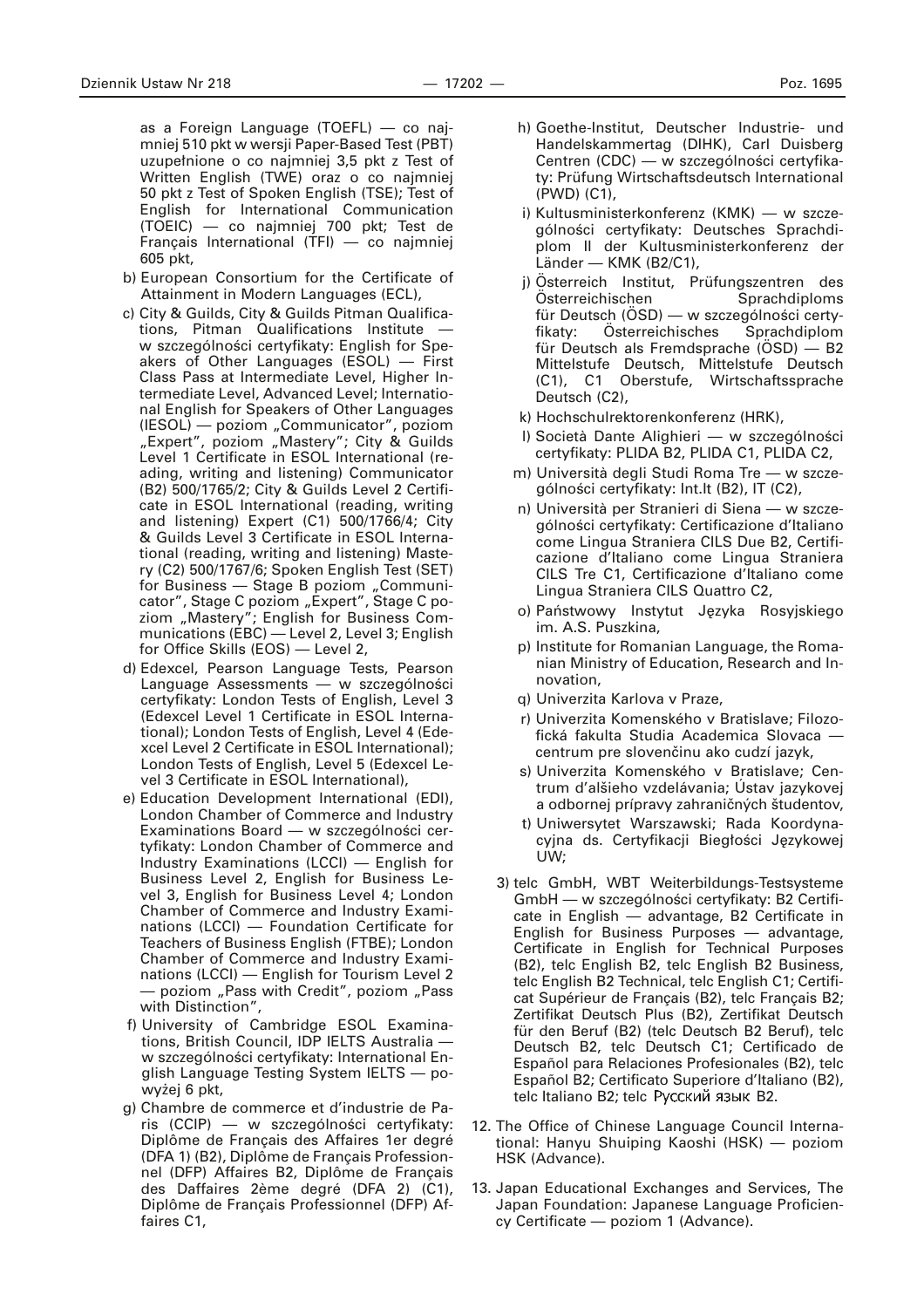as a Foreign Language (TOEFL) — co najmniej 510 pkt w wersji Paper-Based Test (PBT) uzupełnione o co najmniej 3,5 pkt z Test of Written English (TWE) oraz o co najmniej 50 pkt z Test of Spoken English (TSE); Test of English for International Communication (TOEIC) — co najmniej 700 pkt; Test de Français International (TFI) — co najmniej 605 pkt,

b) European Consortium for the Certificate of Attainment in Modern Languages (ECL),

c) City & Guilds, City & Guilds Pitman Qualifications, Pitman Qualifications Institute — w szczególności certyfikaty: English for Speakers of Other Languages (ESOL) — First Class Pass at Intermediate Level, Higher Intermediate Level, Advanced Level; International English for Speakers of Other Languages (IESOL) — poziom „Communicator", poziom „Expert", poziom „Mastery"; City & Guilds Level 1 Certificate in ESOL International (reading, writing and listening) Communicator (B2) 500/1765/2; City & Guilds Level 2 Certificate in ESOL International (reading, writing and listening) Expert (C1) 500/1766/4; City & Guilds Level 3 Certificate in ESOL International (reading, writing and listening) Mastery (C2) 500/1767/6; Spoken English Test (SET) for Business — Stage B poziom „Communicator", Stage C poziom „Expert", Stage C poziom „Mastery"; English for Business Communications (EBC) — Level 2, Level 3; English for Office Skills (EOS) — Level 2,

d) Edexcel, Pearson Language Tests, Pearson Language Assessments — w szczególności certyfikaty: London Tests of English, Level 3 (Edexcel Level 1 Certificate in ESOL International); London Tests of English, Level 4 (Edexcel Level 2 Certificate in ESOL International); London Tests of English, Level 5 (Edexcel Level 3 Certificate in ESOL International),

e) Education Development International (EDI), London Chamber of Commerce and Industry Examinations Board — w szczególności certyfikaty: London Chamber of Commerce and Industry Examinations (LCCI) — English for Business Level 2, English for Business Level 3, English for Business Level 4; London Chamber of Commerce and Industry Examinations (LCCI) — Foundation Certificate for Teachers of Business English (FTBE); London Chamber of Commerce and Industry Examinations (LCCI) — English for Tourism Level 2 — poziom „Pass with Credit", poziom „Pass with Distinction",

f) University of Cambridge ESOL Examinations, British Council, IDP IELTS Australia — w szczególności certyfikaty: International English Language Testing System IELTS — powyżej 6 pkt,

g) Chambre de commerce et d'industrie de Paris (CCIP) — w szczególności certyfikaty: Diplôme de Français des Affaires 1er degré (DFA 1) (B2), Diplôme de Français Professionnel (DFP) Affaires B2, Diplôme de Français des Daffaires 2ème degré (DFA 2) (C1), Diplôme de Français Professionnel (DFP) Affaires C1,

h) Goethe-Institut, Deutscher Industrie- und Handelskammertag (DIHK), Carl Duisberg Centren (CDC) — w szczególności certyfikaty: Prüfung Wirtschaftsdeutsch International (PWD) (C1),

i) Kultusministerkonferenz (KMK) — w szczególności certyfikaty: Deutsches Sprachdiplom II der Kultusministerkonferenz der Länder — KMK (B2/C1),

j) Österreich Institut, Prüfungszentren des Österreichischen Sprachdiploms für Deutsch (ÖSD) — w szczególności certyfikaty: Österreichisches Sprachdiplom für Deutsch als Fremdsprache (ÖSD) — B2 Mittelstufe Deutsch, Mittelstufe Deutsch (C1), C1 Oberstufe, Wirtschaftssprache Deutsch (C2),

k) Hochschulrektorenkonferenz (HRK),

l) Società Dante Alighieri — w szczególności certyfikaty: PLIDA B2, PLIDA C1, PLIDA C2,

m) Università degli Studi Roma Tre — w szczególności certyfikaty: Int.It (B2), IT (C2),

n) Università per Stranieri di Siena — w szczególności certyfikaty: Certificazione d'Italiano come Lingua Straniera CILS Due B2, Certificazione d'Italiano come Lingua Straniera CILS Tre C1, Certificazione d'Italiano come Lingua Straniera CILS Quattro C2,

o) Państwowy Instytut Języka Rosyjskiego im. A.S. Puszkina,

p) Institute for Romanian Language, the Romanian Ministry of Education, Research and Innovation,

q) Univerzita Karlova v Praze,

r) Univerzita Komenského v Bratislave; Filozofická fakulta Studia Academica Slovaca — centrum pre slovenčinu ako cudzí jazyk,

s) Univerzita Komenského v Bratislave; Centrum d'alšieho vzdelávania; Ústav jazykovej a odbornej prípravy zahraničných študentov,

t) Uniwersytet Warszawski; Rada Koordynacyjna ds. Certyfikacji Biegłości Językowej UW;

3) telc GmbH, WBT Weiterbildungs-Testsysteme GmbH — w szczególności certyfikaty: B2 Certificate in English — advantage, B2 Certificate in English for Business Purposes — advantage, Certificate in English for Technical Purposes (B2), telc English B2, telc English B2 Business, telc English B2 Technical, telc English C1; Certificat Supérieur de Français (B2), telc Français B2; Zertifikat Deutsch Plus (B2), Zertifikat Deutsch für den Beruf (B2) (telc Deutsch B2 Beruf), telc Deutsch B2, telc Deutsch C1; Certificado de Español para Relaciones Profesionales (B2), telc Español B2; Certificato Superiore d'Italiano (B2), telc Italiano B2; telc Русский язык B2.

12. The Office of Chinese Language Council International: Hanyu Shuiping Kaoshi (HSK) — poziom HSK (Advance).

13. Japan Educational Exchanges and Services, The Japan Foundation: Japanese Language Proficiency Certificate — poziom 1 (Advance).